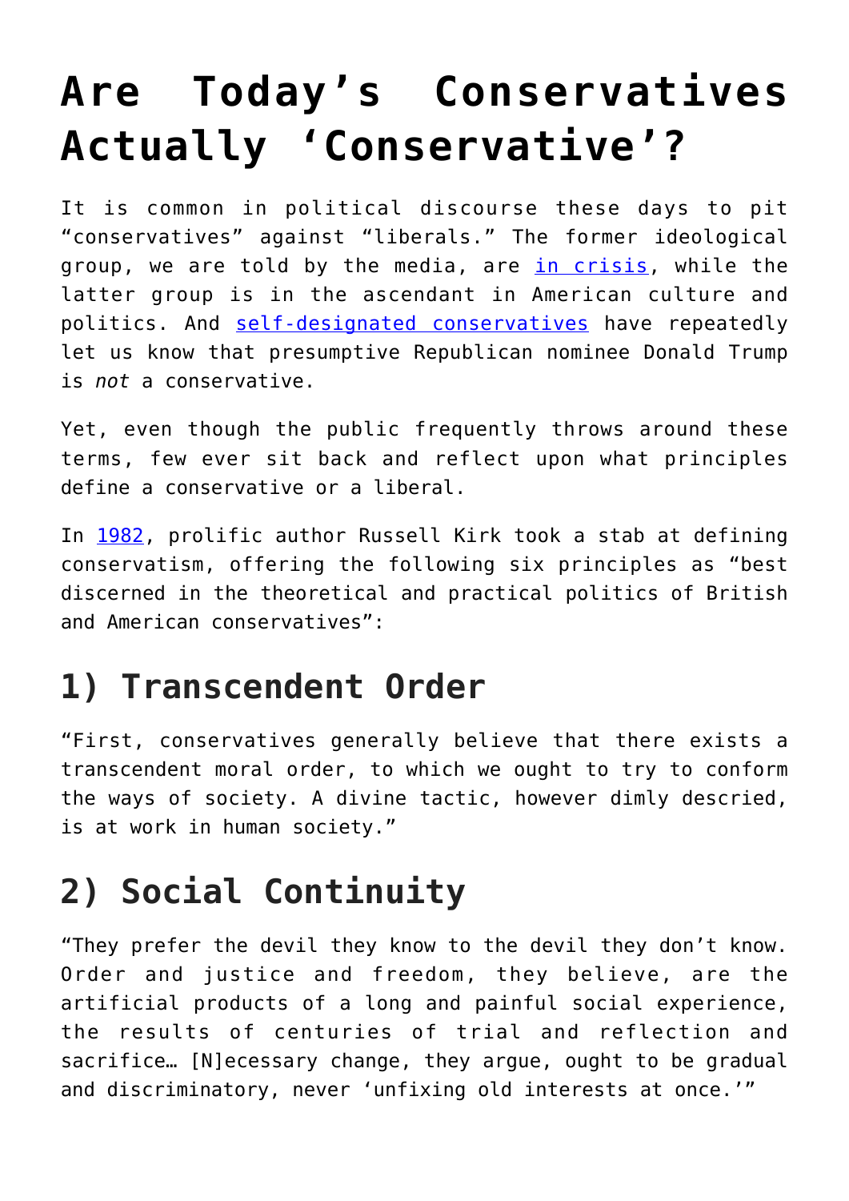# Are Today's Conservatives Actually 'Conservative'?

It is common in political discourse these days to pit "conservatives" against "liberals." The former ideological group, we are told by the media, are in crisis, while the latter group is in the ascendant in American culture and politics. And self-designated conservatives have repeatedly let us know that presumptive Republican nominee Donald Trump is *not* a conservative.

Yet, even though the public frequently throws around these terms, few ever sit back and reflect upon what principles define a conservative or a liberal.

In 1982, prolific author Russell Kirk took a stab at defining conservatism, offering the following six principles as "best discerned in the theoretical and practical politics of British and American conservatives":

## 1) Transcendent Order

"First, conservatives generally believe that there exists a transcendent moral order, to which we ought to try to conform the ways of society. A divine tactic, however dimly descried, is at work in human society."

## 2) Social Continuity

"They prefer the devil they know to the devil they don't know. Order and justice and freedom, they believe, are the artificial products of a long and painful social experience, the results of centuries of trial and reflection and sacrifice… [N]ecessary change, they argue, ought to be gradual and discriminatory, never 'unfixing old interests at once.'"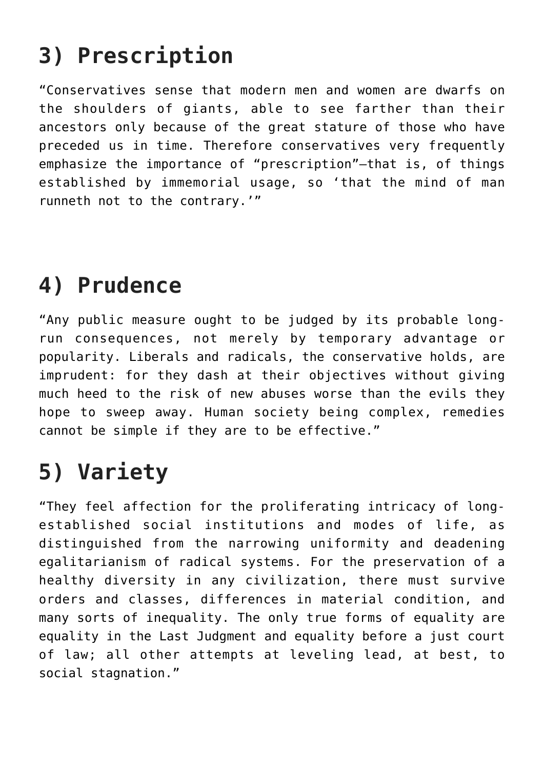## 3) Prescription

"Conservatives sense that modern men and women are dwarfs on the shoulders of giants, able to see farther than their ancestors only because of the great stature of those who have preceded us in time. Therefore conservatives very frequently emphasize the importance of "prescription"—that is, of things established by immemorial usage, so 'that the mind of man runneth not to the contrary.'"

## 4) Prudence

"Any public measure ought to be judged by its probable long-run consequences, not merely by temporary advantage or popularity. Liberals and radicals, the conservative holds, are imprudent: for they dash at their objectives without giving much heed to the risk of new abuses worse than the evils they hope to sweep away. Human society being complex, remedies cannot be simple if they are to be effective."

## 5) Variety

"They feel affection for the proliferating intricacy of long-established social institutions and modes of life, as distinguished from the narrowing uniformity and deadening egalitarianism of radical systems. For the preservation of a healthy diversity in any civilization, there must survive orders and classes, differences in material condition, and many sorts of inequality. The only true forms of equality are equality in the Last Judgment and equality before a just court of law; all other attempts at leveling lead, at best, to social stagnation."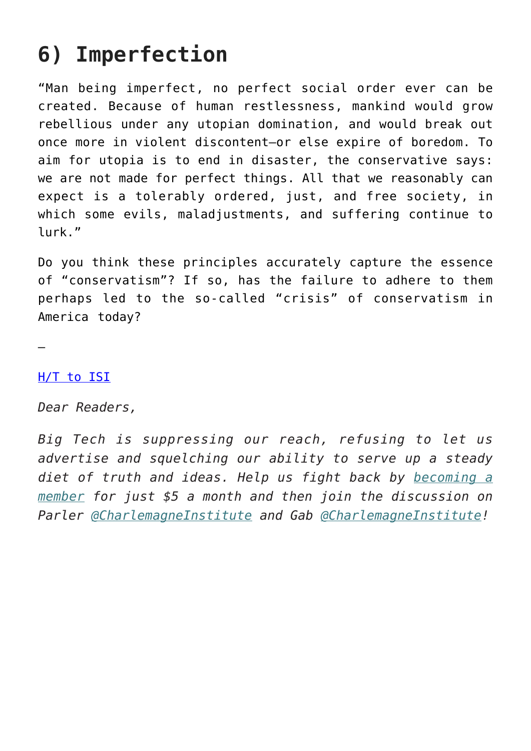## 6) Imperfection

"Man being imperfect, no perfect social order ever can be created. Because of human restlessness, mankind would grow rebellious under any utopian domination, and would break out once more in violent discontent—or else expire of boredom. To aim for utopia is to end in disaster, the conservative says: we are not made for perfect things. All that we reasonably can expect is a tolerably ordered, just, and free society, in which some evils, maladjustments, and suffering continue to lurk."

Do you think these principles accurately capture the essence of "conservatism"? If so, has the failure to adhere to them perhaps led to the so-called "crisis" of conservatism in America today?

—

H/T to ISI

*Dear Readers,*

*Big Tech is suppressing our reach, refusing to let us advertise and squelching our ability to serve up a steady diet of truth and ideas. Help us fight back by becoming a member for just $5 a month and then join the discussion on Parler @CharlemagneInstitute and Gab @CharlemagneInstitute!*